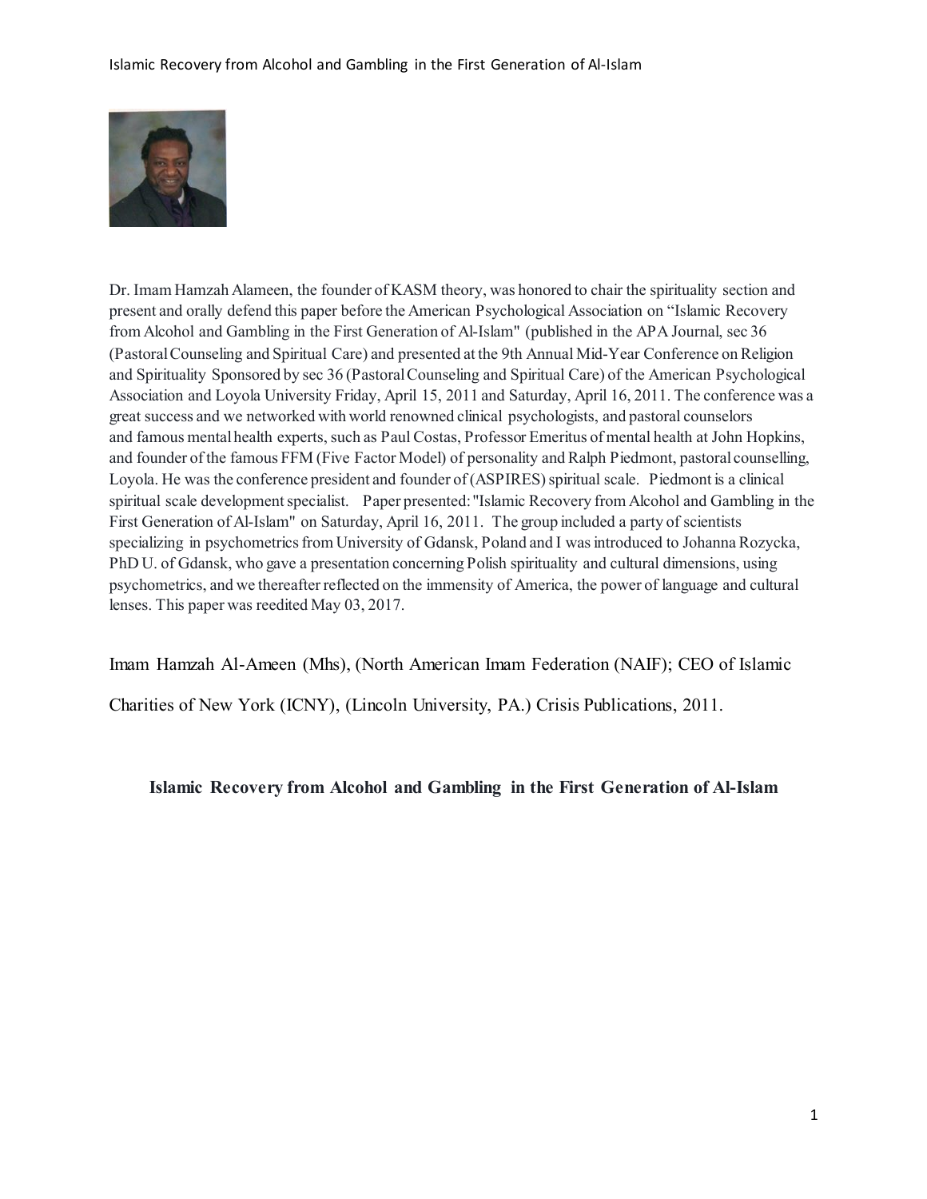Dr. Imam Hamzah Alameen, the founder of KASM theory, was honored to chair the spirituality section and present and orally defend this paper before the American Psychological Association on "Islamic Recovery from Alcohol and Gambling in the First Generation of Al-Islam" (published in the APA Journal, sec 36 (Pastoral Counseling and Spiritual Care) and presented at the 9th Annual Mid-Year Conference on Religion and Spirituality Sponsored by sec 36 (Pastoral Counseling and Spiritual Care) of the American Psychological Association and Loyola University Friday, April 15, 2011 and Saturday, April 16, 2011. The conference was a great success and we networked with world renowned clinical psychologists, and pastoral counselors and famous mental health experts, such as Paul Costas, Professor Emeritus of mental health at John Hopkins, and founder of the famous FFM (Five Factor Model) of personality and Ralph Piedmont, pastoral counselling, Loyola. He was the conference president and founder of (ASPIRES) spiritual scale. Piedmont is a clinical spiritual scale development specialist. Paper presented: "Islamic Recovery from Alcohol and Gambling in the First Generation of Al-Islam" on Saturday, April 16, 2011. The group included a party of scientists specializing in psychometrics from University of Gdansk, Poland and I was introduced to Johanna Rozycka, PhD U. of Gdansk, who gave a presentation concerning Polish spirituality and cultural dimensions, using psychometrics, and we thereafter reflected on the immensity of America, the power of language and cultural lenses. This paper was reedited May 03, 2017.

Imam Hamzah Al-Ameen (Mhs), (North American Imam Federation (NAIF); CEO of Islamic Charities of New York (ICNY), (Lincoln University, PA.) Crisis Publications, 2011.

# Islamic Recovery from Alcohol and Gambling in the First Generation of Al-Islam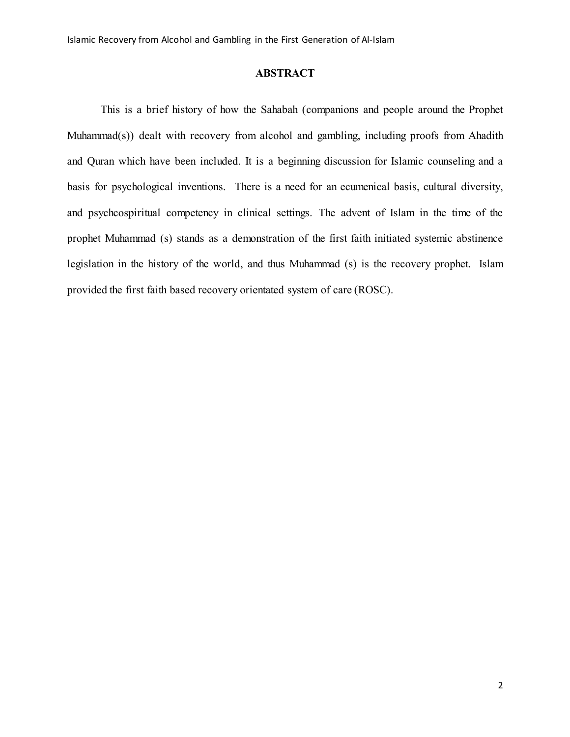# ABSTRACT

This is a brief history of how the Sahabah (companions and people around the Prophet Muhammad(s)) dealt with recovery from alcohol and gambling, including proofs from Ahadith and Quran which have been included. It is a beginning discussion for Islamic counseling and a basis for psychological inventions. There is a need for an ecumenical basis, cultural diversity, and psychcospiritual competency in clinical settings. The advent of Islam in the time of the prophet Muhammad (s) stands as a demonstration of the first faith initiated systemic abstinence legislation in the history of the world, and thus Muhammad (s) is the recovery prophet. Islam provided the first faith based recovery orientated system of care (ROSC).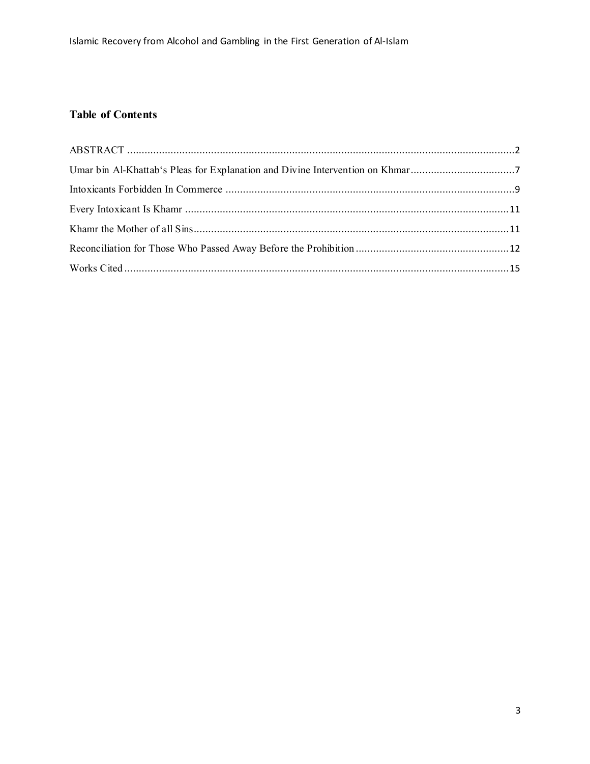## Table of Contents

ABSTRACT .......................................................................................................................................2
Umar bin Al-Khattab's Pleas for Explanation and Divine Intervention on Khmar....................................7
Intoxicants Forbidden In Commerce ....................................................................................................9
Every Intoxicant Is Khamr .................................................................................................................11
Khamr the Mother of all Sins.............................................................................................................11
Reconciliation for Those Who Passed Away Before the Prohibition .....................................................12
Works Cited ......................................................................................................................................15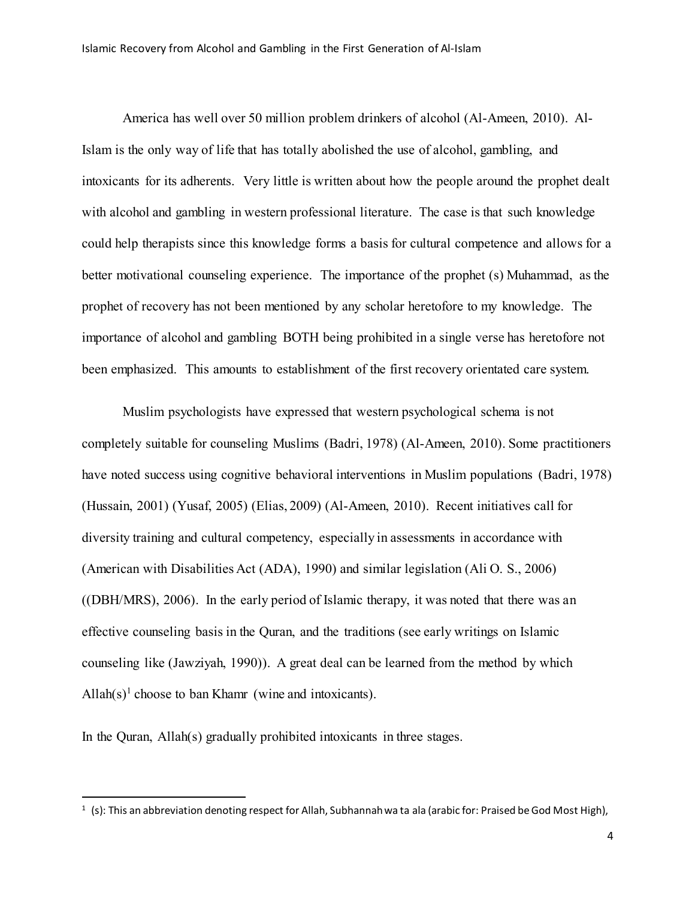America has well over 50 million problem drinkers of alcohol (Al-Ameen, 2010). Al-Islam is the only way of life that has totally abolished the use of alcohol, gambling, and intoxicants for its adherents. Very little is written about how the people around the prophet dealt with alcohol and gambling in western professional literature. The case is that such knowledge could help therapists since this knowledge forms a basis for cultural competence and allows for a better motivational counseling experience. The importance of the prophet (s) Muhammad, as the prophet of recovery has not been mentioned by any scholar heretofore to my knowledge. The importance of alcohol and gambling BOTH being prohibited in a single verse has heretofore not been emphasized. This amounts to establishment of the first recovery orientated care system.

Muslim psychologists have expressed that western psychological schema is not completely suitable for counseling Muslims (Badri, 1978) (Al-Ameen, 2010). Some practitioners have noted success using cognitive behavioral interventions in Muslim populations (Badri, 1978) (Hussain, 2001) (Yusaf, 2005) (Elias, 2009) (Al-Ameen, 2010). Recent initiatives call for diversity training and cultural competency, especially in assessments in accordance with (American with Disabilities Act (ADA), 1990) and similar legislation (Ali O. S., 2006) ((DBH/MRS), 2006). In the early period of Islamic therapy, it was noted that there was an effective counseling basis in the Quran, and the traditions (see early writings on Islamic counseling like (Jawziyah, 1990)). A great deal can be learned from the method by which Allah(s)[1] choose to ban Khamr (wine and intoxicants).

In the Quran, Allah(s) gradually prohibited intoxicants in three stages.

[1] (s): This an abbreviation denoting respect for Allah, Subhannah wa ta ala (arabic for: Praised be God Most High),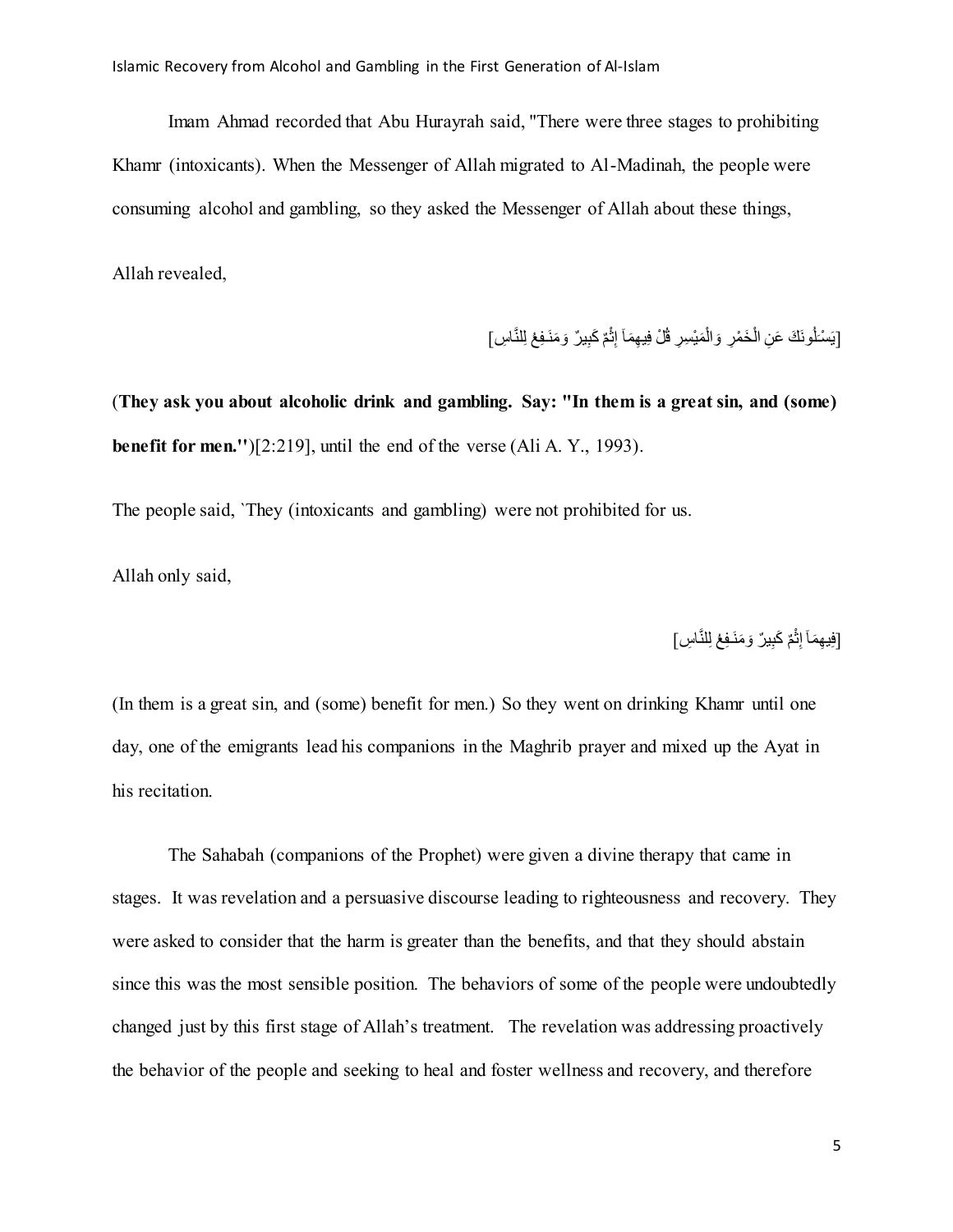Imam Ahmad recorded that Abu Hurayrah said, "There were three stages to prohibiting Khamr (intoxicants). When the Messenger of Allah migrated to Al-Madinah, the people were consuming alcohol and gambling, so they asked the Messenger of Allah about these things,

Allah revealed,

[يَسْـَلُونَكَ عَنِ الْخَمْرِ وَالْمَيْسِرِ قُلْ فِيهِمَآ إِثْمٌ كَبِيرٌ وَمَنَـفِعُ لِلنَّاسِ]

(**They ask you about alcoholic drink and gambling. Say: "In them is a great sin, and (some) benefit for men."**)[2:219], until the end of the verse (Ali A. Y., 1993).

The people said, `They (intoxicants and gambling) were not prohibited for us.

Allah only said,

[فِيهِمَآ إِثْمٌ كَبِيرٌ وَمَنَـفِعُ لِلنَّاسِ]

(In them is a great sin, and (some) benefit for men.) So they went on drinking Khamr until one day, one of the emigrants lead his companions in the Maghrib prayer and mixed up the Ayat in his recitation.

The Sahabah (companions of the Prophet) were given a divine therapy that came in stages. It was revelation and a persuasive discourse leading to righteousness and recovery. They were asked to consider that the harm is greater than the benefits, and that they should abstain since this was the most sensible position. The behaviors of some of the people were undoubtedly changed just by this first stage of Allah's treatment. The revelation was addressing proactively the behavior of the people and seeking to heal and foster wellness and recovery, and therefore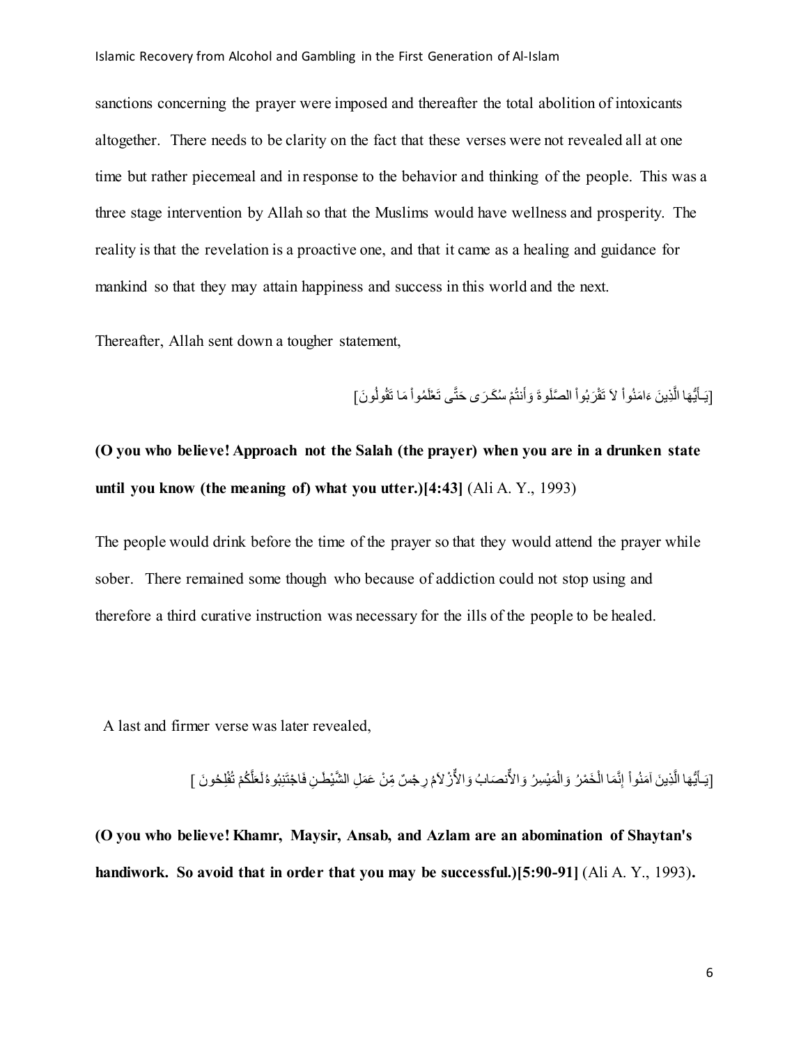sanctions concerning the prayer were imposed and thereafter the total abolition of intoxicants altogether. There needs to be clarity on the fact that these verses were not revealed all at one time but rather piecemeal and in response to the behavior and thinking of the people. This was a three stage intervention by Allah so that the Muslims would have wellness and prosperity. The reality is that the revelation is a proactive one, and that it came as a healing and guidance for mankind so that they may attain happiness and success in this world and the next.

Thereafter, Allah sent down a tougher statement,

[يَـأَيُّهَا الَّذِينَ ءَامَنُواْ لاَ تَقْرَبُواْ الصَّلَوةَ وَأَنتُمْ سُكَـرَى حَتَّى تَعْلَمُواْ مَا تَقُولُونَ]

**(O you who believe! Approach not the Salah (the prayer) when you are in a drunken state until you know (the meaning of) what you utter.)[4:43]** (Ali A. Y., 1993)

The people would drink before the time of the prayer so that they would attend the prayer while sober. There remained some though who because of addiction could not stop using and therefore a third curative instruction was necessary for the ills of the people to be healed.

A last and firmer verse was later revealed,

[يَـأَيُّهَا الَّذِينَ آمَنُواْ إِنَّمَا الْخَمْرُ وَالْمَيْسِرُ وَالأَنصَابُ وَالأَزْلاَمُ رِجْسٌ مِّنْ عَمَلِ الشَّيْطَـنِ فَاجْتَنِبُوهُ لَعَلَّكُمْ تُفْلِحُونَ ]

**(O you who believe! Khamr, Maysir, Ansab, and Azlam are an abomination of Shaytan's handiwork. So avoid that in order that you may be successful.)[5:90-91]** (Ali A. Y., 1993)**.**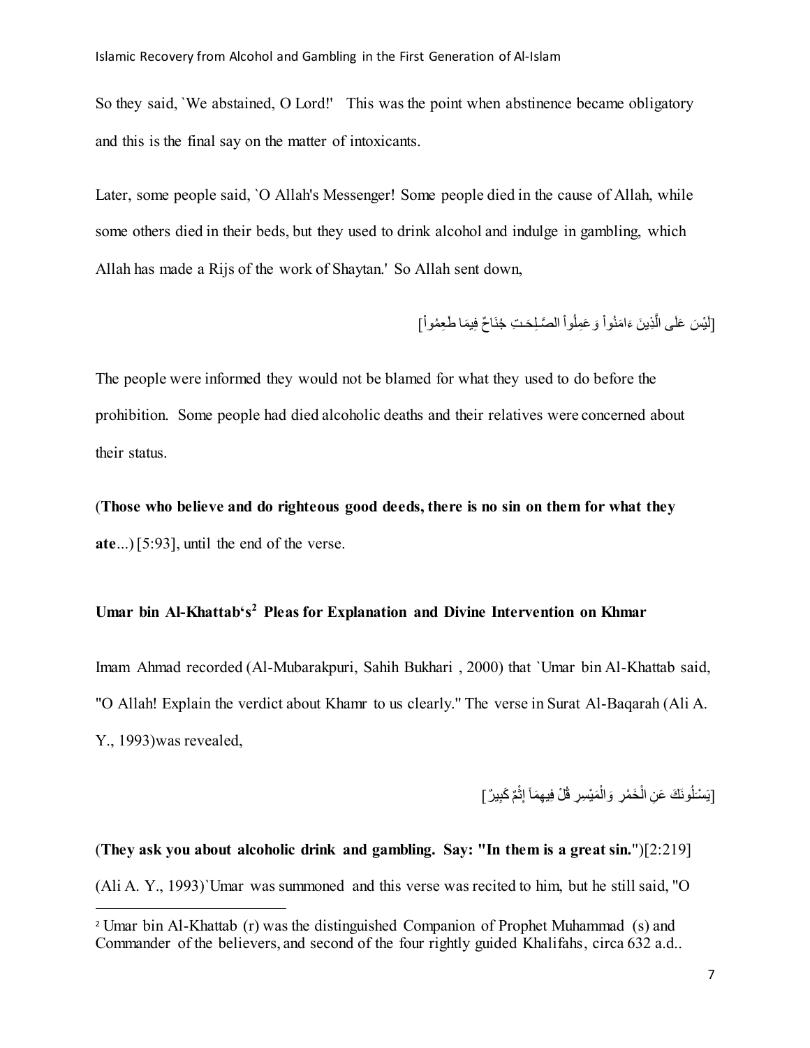So they said, `We abstained, O Lord!' This was the point when abstinence became obligatory and this is the final say on the matter of intoxicants.

Later, some people said, `O Allah's Messenger! Some people died in the cause of Allah, while some others died in their beds, but they used to drink alcohol and indulge in gambling, which Allah has made a Rijs of the work of Shaytan.' So Allah sent down,

[لَيْسَ عَلَى الَّذِينَ ءَامَنُواْ وَعَمِلُواْ الصَّـلِحَـتِ جُنَاحٌ فِيمَا طَعِمُواْ]

The people were informed they would not be blamed for what they used to do before the prohibition. Some people had died alcoholic deaths and their relatives were concerned about their status.

(**Those who believe and do righteous good deeds, there is no sin on them for what they ate**...) [5:93], until the end of the verse.

### Umar bin Al-Khattab's[2] Pleas for Explanation and Divine Intervention on Khmar

Imam Ahmad recorded (Al-Mubarakpuri, Sahih Bukhari , 2000) that `Umar bin Al-Khattab said, "O Allah! Explain the verdict about Khamr to us clearly." The verse in Surat Al-Baqarah (Ali A. Y., 1993)was revealed,

[يَسْـَلُونَكَ عَنِ الْخَمْرِ وَالْمَيْسِرِ قُلْ فِيهِمَآ إِثْمٌ كَبِيرٌ]

(**They ask you about alcoholic drink and gambling. Say: "In them is a great sin.**")[2:219] (Ali A. Y., 1993)`Umar was summoned and this verse was recited to him, but he still said, "O

---

[2] Umar bin Al-Khattab (r) was the distinguished Companion of Prophet Muhammad (s) and Commander of the believers, and second of the four rightly guided Khalifahs, circa 632 a.d..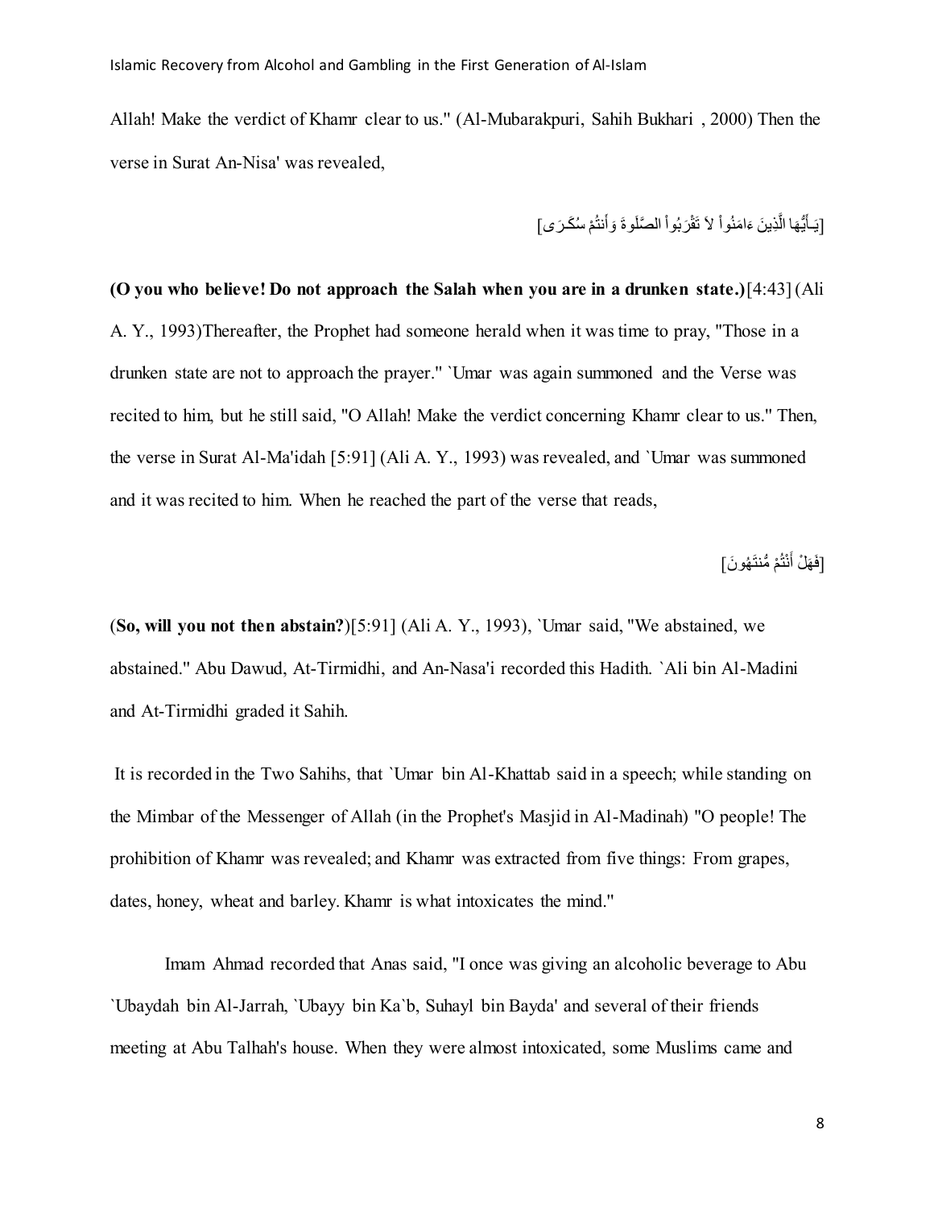Allah! Make the verdict of Khamr clear to us." (Al-Mubarakpuri, Sahih Bukhari , 2000) Then the verse in Surat An-Nisa' was revealed,

[يَـأَيُّهَا الَّذِينَ ءَامَنُواْ لاَ تَقْرَبُواْ الصَّلَوةَ وَأَنتُمْ سُكَـرَى]

**(O you who believe! Do not approach the Salah when you are in a drunken state.)**[4:43] (Ali A. Y., 1993)Thereafter, the Prophet had someone herald when it was time to pray, "Those in a drunken state are not to approach the prayer." `Umar was again summoned and the Verse was recited to him, but he still said, "O Allah! Make the verdict concerning Khamr clear to us." Then, the verse in Surat Al-Ma'idah [5:91] (Ali A. Y., 1993) was revealed, and `Umar was summoned and it was recited to him. When he reached the part of the verse that reads,

[فَهَلْ أَنْتُمْ مُّنتَهُونَ]

(**So, will you not then abstain?**)[5:91] (Ali A. Y., 1993), `Umar said, "We abstained, we abstained." Abu Dawud, At-Tirmidhi, and An-Nasa'i recorded this Hadith. `Ali bin Al-Madini and At-Tirmidhi graded it Sahih.

It is recorded in the Two Sahihs, that `Umar bin Al-Khattab said in a speech; while standing on the Mimbar of the Messenger of Allah (in the Prophet's Masjid in Al-Madinah) "O people! The prohibition of Khamr was revealed; and Khamr was extracted from five things: From grapes, dates, honey, wheat and barley. Khamr is what intoxicates the mind."

Imam Ahmad recorded that Anas said, "I once was giving an alcoholic beverage to Abu `Ubaydah bin Al-Jarrah, `Ubayy bin Ka`b, Suhayl bin Bayda' and several of their friends meeting at Abu Talhah's house. When they were almost intoxicated, some Muslims came and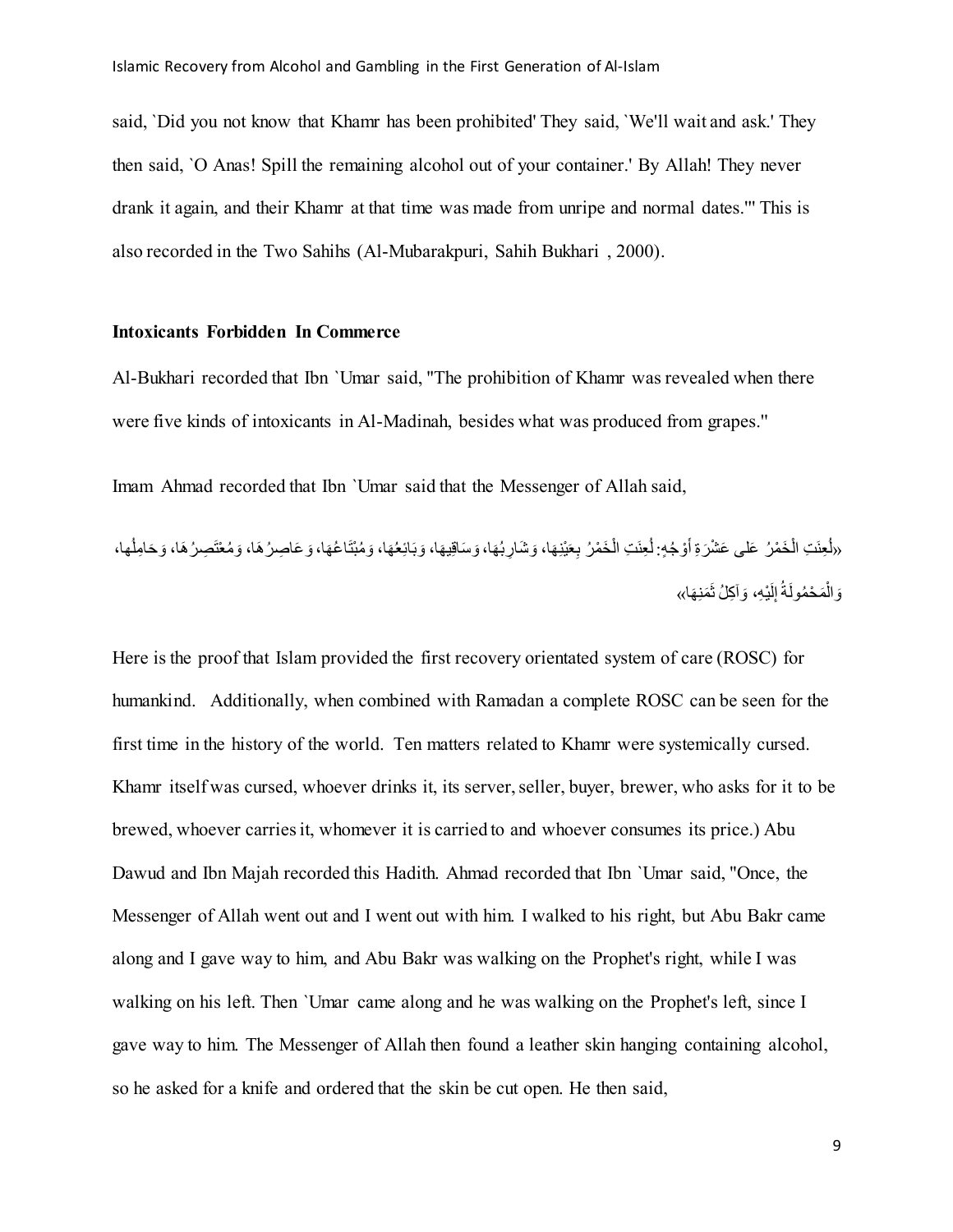said, `Did you not know that Khamr has been prohibited' They said, `We'll wait and ask.' They then said, `O Anas! Spill the remaining alcohol out of your container.' By Allah! They never drank it again, and their Khamr at that time was made from unripe and normal dates.'" This is also recorded in the Two Sahihs (Al-Mubarakpuri, Sahih Bukhari , 2000).

**Intoxicants Forbidden In Commerce**

Al-Bukhari recorded that Ibn `Umar said, "The prohibition of Khamr was revealed when there were five kinds of intoxicants in Al-Madinah, besides what was produced from grapes."

Imam Ahmad recorded that Ibn `Umar said that the Messenger of Allah said,

«لُعِنَتِ الْخَمْرُ عَلى عَشْرَةِ أَوْجُهٍ: لُعِنَتِ الْخَمْرُ بِعَيْنِهَا، وَشَارِبُهَا، وَسَاقِيهَا، وَبَائِعُهَا، وَمُبْتَاعُهَا، وَعَاصِرُهَا، وَمُعْتَصِرُهَا، وَحَامِلُهَا، وَالْمَحْمُولَةُ إِلَيْهِ، وَآكِلُ ثَمَنِهَا»

Here is the proof that Islam provided the first recovery orientated system of care (ROSC) for humankind. Additionally, when combined with Ramadan a complete ROSC can be seen for the first time in the history of the world. Ten matters related to Khamr were systemically cursed. Khamr itself was cursed, whoever drinks it, its server, seller, buyer, brewer, who asks for it to be brewed, whoever carries it, whomever it is carried to and whoever consumes its price.) Abu Dawud and Ibn Majah recorded this Hadith. Ahmad recorded that Ibn `Umar said, "Once, the Messenger of Allah went out and I went out with him. I walked to his right, but Abu Bakr came along and I gave way to him, and Abu Bakr was walking on the Prophet's right, while I was walking on his left. Then `Umar came along and he was walking on the Prophet's left, since I gave way to him. The Messenger of Allah then found a leather skin hanging containing alcohol, so he asked for a knife and ordered that the skin be cut open. He then said,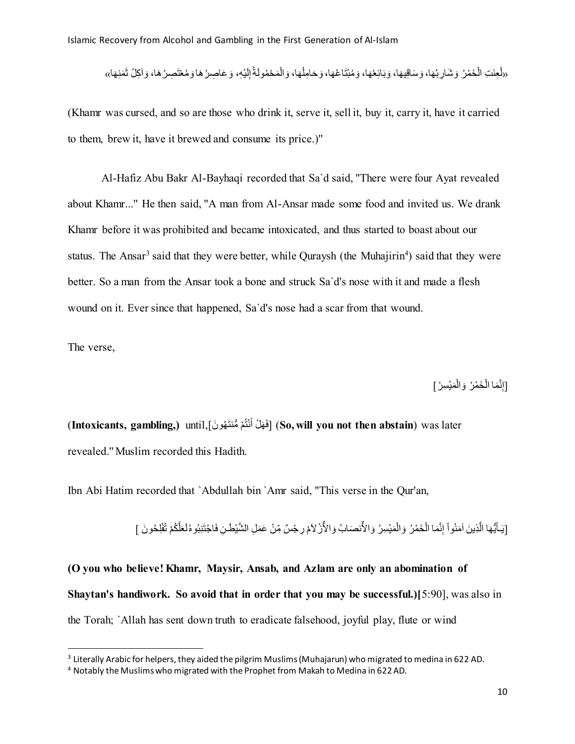«لُعِنَتِ الْخَمْرُ وَشَارِبُهَا، وَسَاقِيهَا، وَبَائِعُهَا، وَمُبْتَاعُهَا، وَحَامِلُهَا، وَالْمَحْمُولَةُ إِلَيْهِ، وَعَاصِرُهَا وَمُعْتَصِرُهَا، وَآكِلُ ثَمَنِهَا»

(Khamr was cursed, and so are those who drink it, serve it, sell it, buy it, carry it, have it carried to them, brew it, have it brewed and consume its price.)"

Al-Hafiz Abu Bakr Al-Bayhaqi recorded that Sa`d said, "There were four Ayat revealed about Khamr..." He then said, "A man from Al-Ansar made some food and invited us. We drank Khamr before it was prohibited and became intoxicated, and thus started to boast about our status. The Ansar[3] said that they were better, while Quraysh (the Muhajirin[4]) said that they were better. So a man from the Ansar took a bone and struck Sa`d's nose with it and made a flesh wound on it. Ever since that happened, Sa`d's nose had a scar from that wound.

The verse,

[إِنَّمَا الْخَمْرُ وَالْمَيْسِرُ]

(**Intoxicants, gambling,**) until,[فَهَلْ أَنْتُمْ مُّنتَهُونَ] (**So, will you not then abstain**) was later revealed." Muslim recorded this Hadith.

Ibn Abi Hatim recorded that `Abdullah bin `Amr said, "This verse in the Qur'an,

[يَـأَيُّهَا الَّذِينَ آمَنُواْ إِنَّمَا الْخَمْرُ وَالْمَيْسِرُ وَالأَنصَابُ وَالأَزْلاَمُ رِجْسٌ مِّنْ عَمَلِ الشَّيْطَـنِ فَاجْتَنِبُوهُ لَعَلَّكُمْ تُفْلِحُونَ ]

**(O you who believe! Khamr, Maysir, Ansab, and Azlam are only an abomination of Shaytan's handiwork. So avoid that in order that you may be successful.)[**5:90], was also in the Torah; `Allah has sent down truth to eradicate falsehood, joyful play, flute or wind

[3] Literally Arabic for helpers, they aided the pilgrim Muslims (Muhajarun) who migrated to medina in 622 AD.

[4] Notably the Muslims who migrated with the Prophet from Makah to Medina in 622 AD.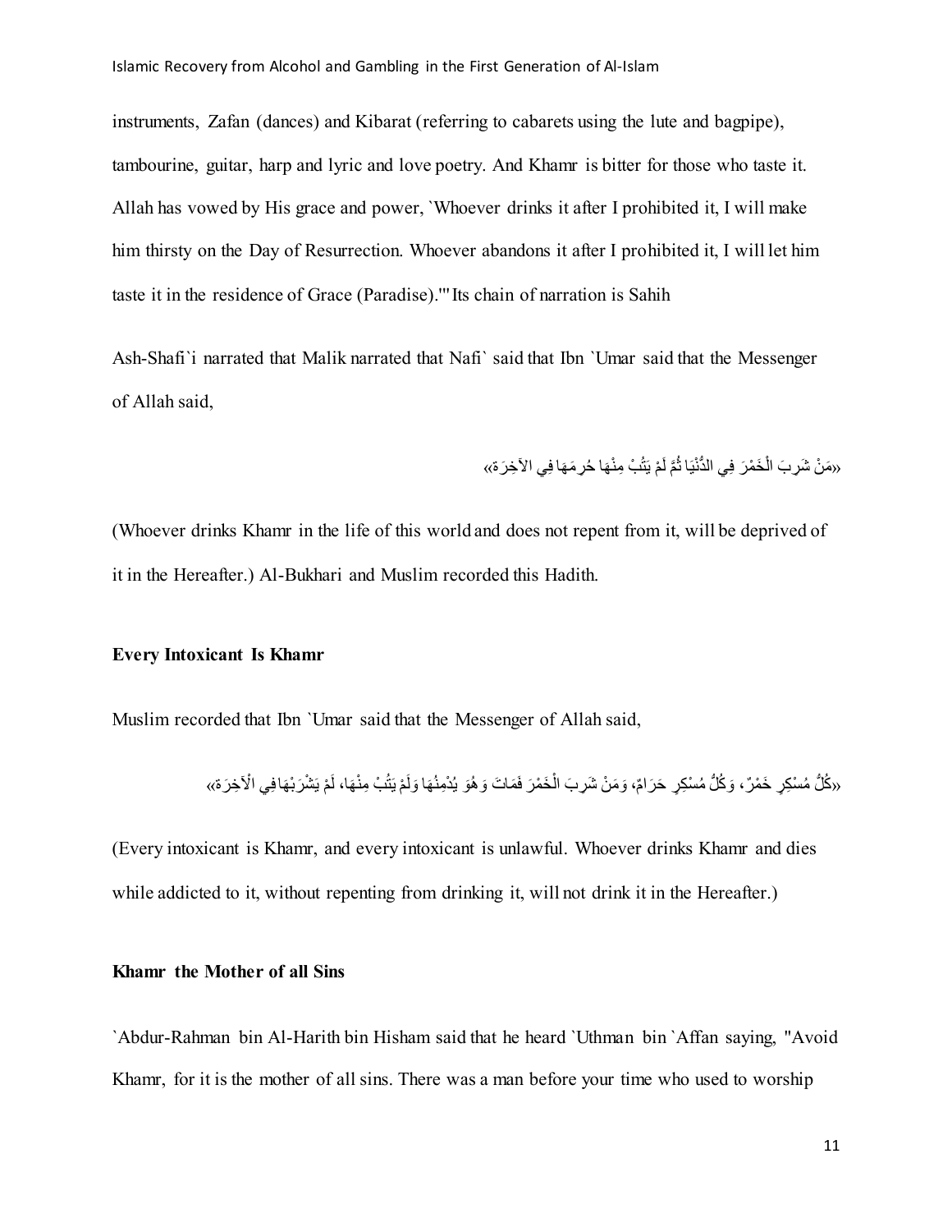instruments, Zafan (dances) and Kibarat (referring to cabarets using the lute and bagpipe), tambourine, guitar, harp and lyric and love poetry. And Khamr is bitter for those who taste it. Allah has vowed by His grace and power, `Whoever drinks it after I prohibited it, I will make him thirsty on the Day of Resurrection. Whoever abandons it after I prohibited it, I will let him taste it in the residence of Grace (Paradise).''' Its chain of narration is Sahih

Ash-Shafi`i narrated that Malik narrated that Nafi` said that Ibn `Umar said that the Messenger of Allah said,

«مَنْ شَرِبَ الْخَمْرَ فِي الدُّنْيَا ثُمَّ لَمْ يَتُبْ مِنْهَا حُرِمَهَا فِي الآخِرَة»

(Whoever drinks Khamr in the life of this world and does not repent from it, will be deprived of it in the Hereafter.) Al-Bukhari and Muslim recorded this Hadith.

**Every Intoxicant Is Khamr**

Muslim recorded that Ibn `Umar said that the Messenger of Allah said,

«كُلُّ مُسْكِرٍ خَمْرٌ، وَكُلُّ مُسْكِرٍ حَرَامٌ، وَمَنْ شَرِبَ الْخَمْرَ فَمَاتَ وَهُوَ يُدْمِنُهَا وَلَمْ يَتُبْ مِنْهَا، لَمْ يَشْرَبْهَا فِي الْآخِرَة»

(Every intoxicant is Khamr, and every intoxicant is unlawful. Whoever drinks Khamr and dies while addicted to it, without repenting from drinking it, will not drink it in the Hereafter.)

**Khamr the Mother of all Sins**

`Abdur-Rahman bin Al-Harith bin Hisham said that he heard `Uthman bin `Affan saying, "Avoid Khamr, for it is the mother of all sins. There was a man before your time who used to worship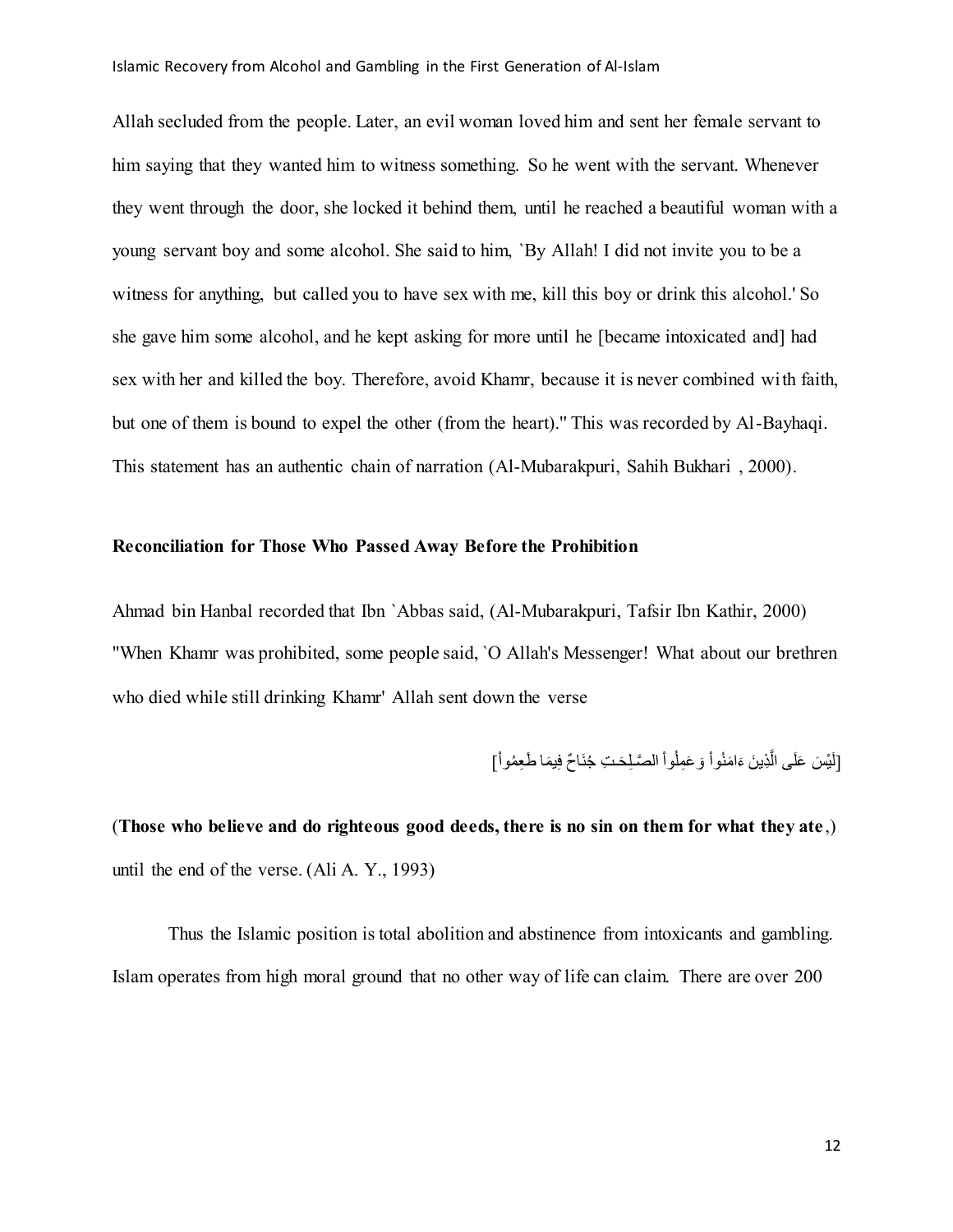Allah secluded from the people. Later, an evil woman loved him and sent her female servant to him saying that they wanted him to witness something. So he went with the servant. Whenever they went through the door, she locked it behind them, until he reached a beautiful woman with a young servant boy and some alcohol. She said to him, `By Allah! I did not invite you to be a witness for anything, but called you to have sex with me, kill this boy or drink this alcohol.' So she gave him some alcohol, and he kept asking for more until he [became intoxicated and] had sex with her and killed the boy. Therefore, avoid Khamr, because it is never combined with faith, but one of them is bound to expel the other (from the heart)." This was recorded by Al-Bayhaqi. This statement has an authentic chain of narration (Al-Mubarakpuri, Sahih Bukhari , 2000).

**Reconciliation for Those Who Passed Away Before the Prohibition**

Ahmad bin Hanbal recorded that Ibn `Abbas said, (Al-Mubarakpuri, Tafsir Ibn Kathir, 2000) "When Khamr was prohibited, some people said, `O Allah's Messenger! What about our brethren who died while still drinking Khamr' Allah sent down the verse

[لَيْسَ عَلَى الَّذِينَ ءَامَنُواْ وَعَمِلُواْ الصَّـلِحَـتِ جُنَاحٌ فِيمَا طَعِمُواْ]

(**Those who believe and do righteous good deeds, there is no sin on them for what they ate**,) until the end of the verse. (Ali A. Y., 1993)

Thus the Islamic position is total abolition and abstinence from intoxicants and gambling. Islam operates from high moral ground that no other way of life can claim. There are over 200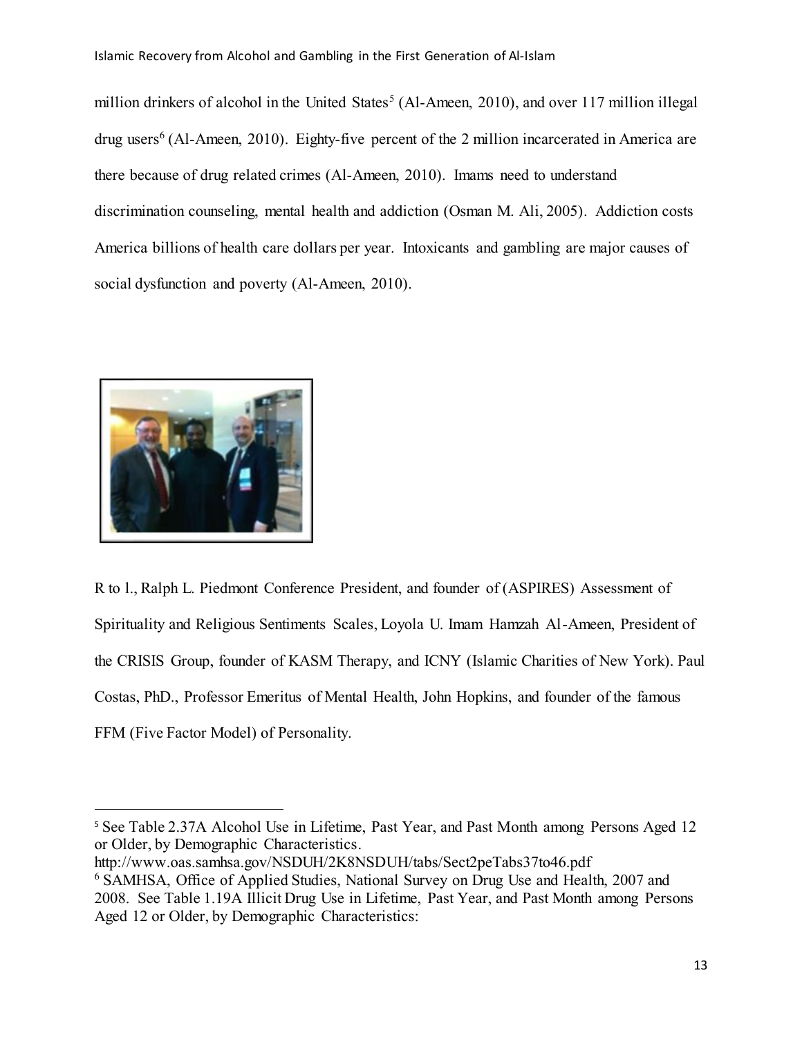million drinkers of alcohol in the United States[5] (Al-Ameen, 2010), and over 117 million illegal drug users[6] (Al-Ameen, 2010). Eighty-five percent of the 2 million incarcerated in America are there because of drug related crimes (Al-Ameen, 2010). Imams need to understand discrimination counseling, mental health and addiction (Osman M. Ali, 2005). Addiction costs America billions of health care dollars per year. Intoxicants and gambling are major causes of social dysfunction and poverty (Al-Ameen, 2010).

R to l., Ralph L. Piedmont Conference President, and founder of (ASPIRES) Assessment of Spirituality and Religious Sentiments Scales, Loyola U. Imam Hamzah Al-Ameen, President of the CRISIS Group, founder of KASM Therapy, and ICNY (Islamic Charities of New York). Paul Costas, PhD., Professor Emeritus of Mental Health, John Hopkins, and founder of the famous FFM (Five Factor Model) of Personality.

---

[5] See Table 2.37A Alcohol Use in Lifetime, Past Year, and Past Month among Persons Aged 12 or Older, by Demographic Characteristics.
http://www.oas.samhsa.gov/NSDUH/2K8NSDUH/tabs/Sect2peTabs37to46.pdf

[6] SAMHSA, Office of Applied Studies, National Survey on Drug Use and Health, 2007 and 2008. See Table 1.19A Illicit Drug Use in Lifetime, Past Year, and Past Month among Persons Aged 12 or Older, by Demographic Characteristics: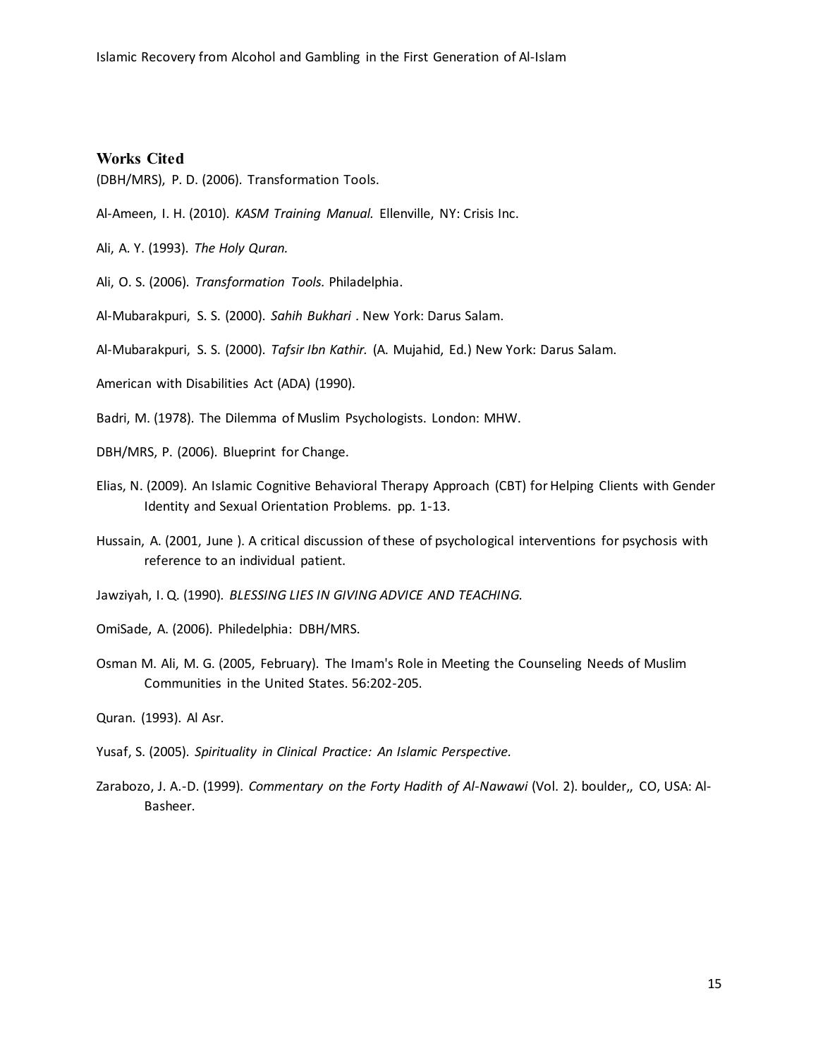## Works Cited

(DBH/MRS), P. D. (2006). Transformation Tools.

Al-Ameen, I. H. (2010). *KASM Training Manual.* Ellenville, NY: Crisis Inc.

Ali, A. Y. (1993). *The Holy Quran.*

Ali, O. S. (2006). *Transformation Tools.* Philadelphia.

Al-Mubarakpuri, S. S. (2000). *Sahih Bukhari* . New York: Darus Salam.

Al-Mubarakpuri, S. S. (2000). *Tafsir Ibn Kathir.* (A. Mujahid, Ed.) New York: Darus Salam.

American with Disabilities Act (ADA) (1990).

Badri, M. (1978). The Dilemma of Muslim Psychologists. London: MHW.

DBH/MRS, P. (2006). Blueprint for Change.

Elias, N. (2009). An Islamic Cognitive Behavioral Therapy Approach (CBT) for Helping Clients with Gender Identity and Sexual Orientation Problems. pp. 1-13.

Hussain, A. (2001, June ). A critical discussion of these of psychological interventions for psychosis with reference to an individual patient.

Jawziyah, I. Q. (1990). *BLESSING LIES IN GIVING ADVICE AND TEACHING.*

OmiSade, A. (2006). Philedelphia: DBH/MRS.

Osman M. Ali, M. G. (2005, February). The Imam's Role in Meeting the Counseling Needs of Muslim Communities in the United States. 56:202-205.

Quran. (1993). Al Asr.

Yusaf, S. (2005). *Spirituality in Clinical Practice: An Islamic Perspective.*

Zarabozo, J. A.-D. (1999). *Commentary on the Forty Hadith of Al-Nawawi* (Vol. 2). boulder,, CO, USA: Al-Basheer.